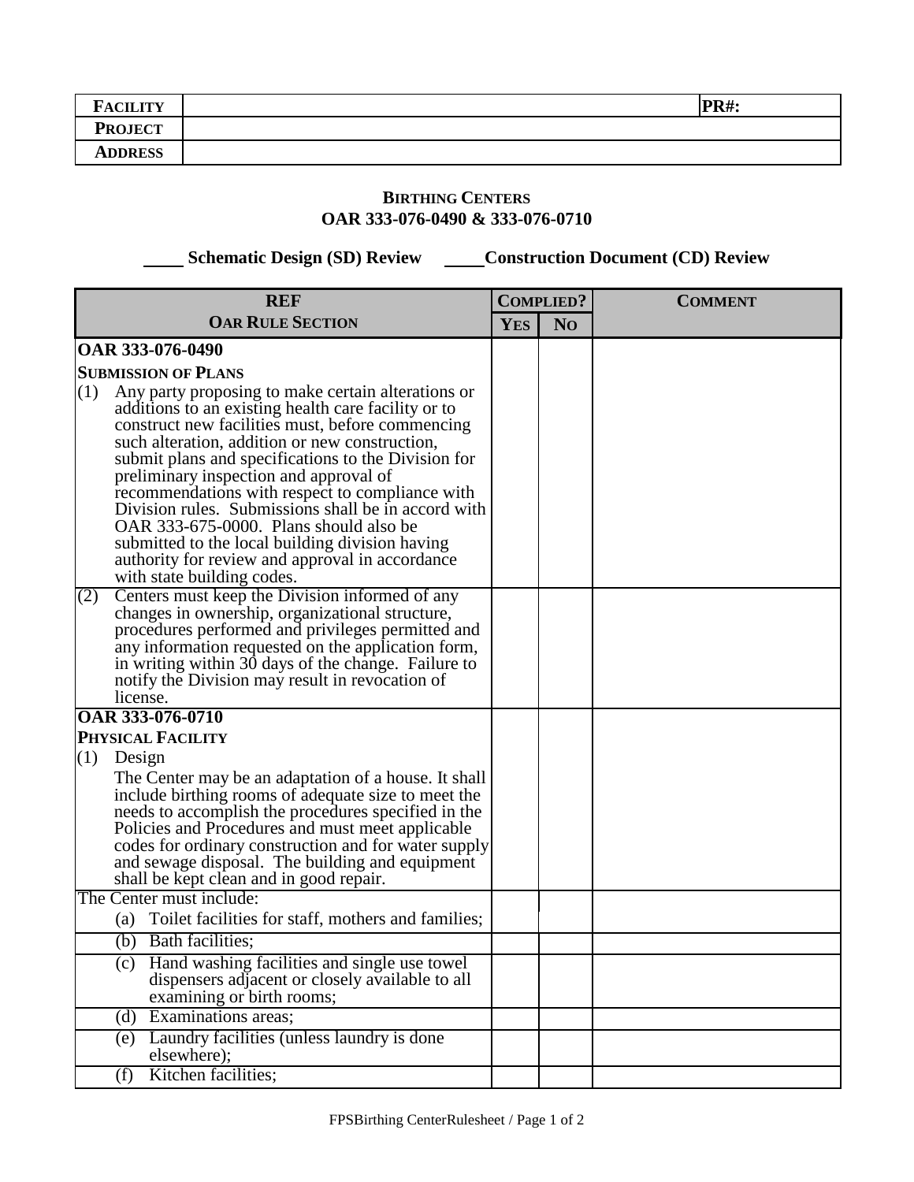| FACILITY | | PR#: |
|---|---|---|
| PROJECT | | |
| ADDRESS | | |

## BIRTHING CENTERS
## OAR 333-076-0490 & 333-076-0710

_____ Schematic Design (SD) Review     _____ Construction Document (CD) Review

| REF<br>OAR RULE SECTION | COMPLIED? | | COMMENT |
|---|---|---|---|
| | YES | NO | |
| **OAR 333-076-0490**<br>**SUBMISSION OF PLANS**<br>(1) Any party proposing to make certain alterations or additions to an existing health care facility or to construct new facilities must, before commencing such alteration, addition or new construction, submit plans and specifications to the Division for preliminary inspection and approval of recommendations with respect to compliance with Division rules. Submissions shall be in accord with OAR 333-675-0000. Plans should also be submitted to the local building division having authority for review and approval in accordance with state building codes. | | | |
| (2) Centers must keep the Division informed of any changes in ownership, organizational structure, procedures performed and privileges permitted and any information requested on the application form, in writing within 30 days of the change. Failure to notify the Division may result in revocation of license. | | | |
| **OAR 333-076-0710**<br>**PHYSICAL FACILITY**<br>(1) Design<br>The Center may be an adaptation of a house. It shall include birthing rooms of adequate size to meet the needs to accomplish the procedures specified in the Policies and Procedures and must meet applicable codes for ordinary construction and for water supply and sewage disposal. The building and equipment shall be kept clean and in good repair. | | | |
| The Center must include:<br>(a) Toilet facilities for staff, mothers and families; | | | |
| (b) Bath facilities; | | | |
| (c) Hand washing facilities and single use towel dispensers adjacent or closely available to all examining or birth rooms; | | | |
| (d) Examinations areas; | | | |
| (e) Laundry facilities (unless laundry is done elsewhere); | | | |
| (f) Kitchen facilities; | | | |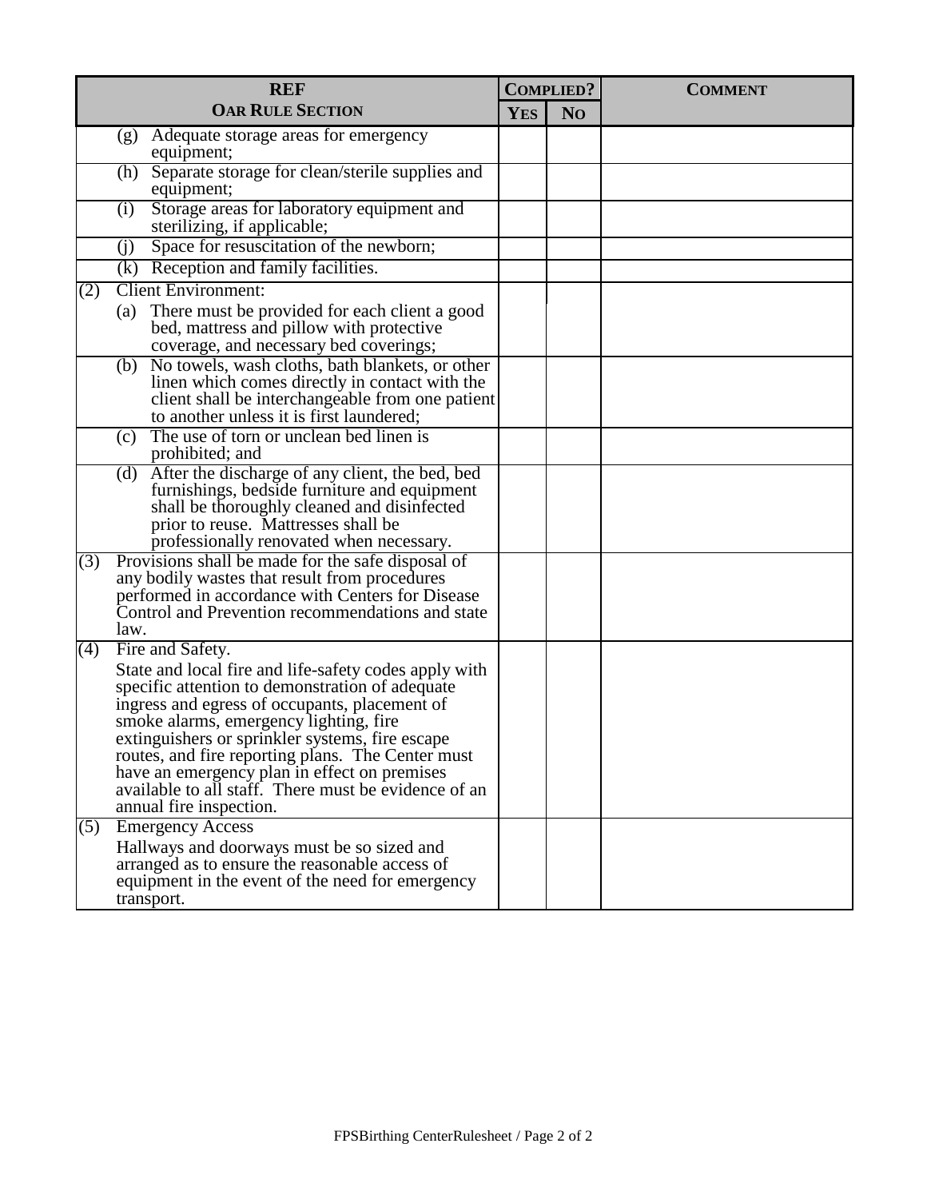| REF OAR RULE SECTION | COMPLIED? | | COMMENT |
|---|---|---|---|
| | YES | NO | |
| (g) Adequate storage areas for emergency equipment; | | | |
| (h) Separate storage for clean/sterile supplies and equipment; | | | |
| (i) Storage areas for laboratory equipment and sterilizing, if applicable; | | | |
| (j) Space for resuscitation of the newborn; | | | |
| (k) Reception and family facilities. | | | |
| (2) Client Environment: (a) There must be provided for each client a good bed, mattress and pillow with protective coverage, and necessary bed coverings; | | | |
| (b) No towels, wash cloths, bath blankets, or other linen which comes directly in contact with the client shall be interchangeable from one patient to another unless it is first laundered; | | | |
| (c) The use of torn or unclean bed linen is prohibited; and | | | |
| (d) After the discharge of any client, the bed, bed furnishings, bedside furniture and equipment shall be thoroughly cleaned and disinfected prior to reuse. Mattresses shall be professionally renovated when necessary. | | | |
| (3) Provisions shall be made for the safe disposal of any bodily wastes that result from procedures performed in accordance with Centers for Disease Control and Prevention recommendations and state law. | | | |
| (4) Fire and Safety. State and local fire and life-safety codes apply with specific attention to demonstration of adequate ingress and egress of occupants, placement of smoke alarms, emergency lighting, fire extinguishers or sprinkler systems, fire escape routes, and fire reporting plans. The Center must have an emergency plan in effect on premises available to all staff. There must be evidence of an annual fire inspection. | | | |
| (5) Emergency Access Hallways and doorways must be so sized and arranged as to ensure the reasonable access of equipment in the event of the need for emergency transport. | | | |